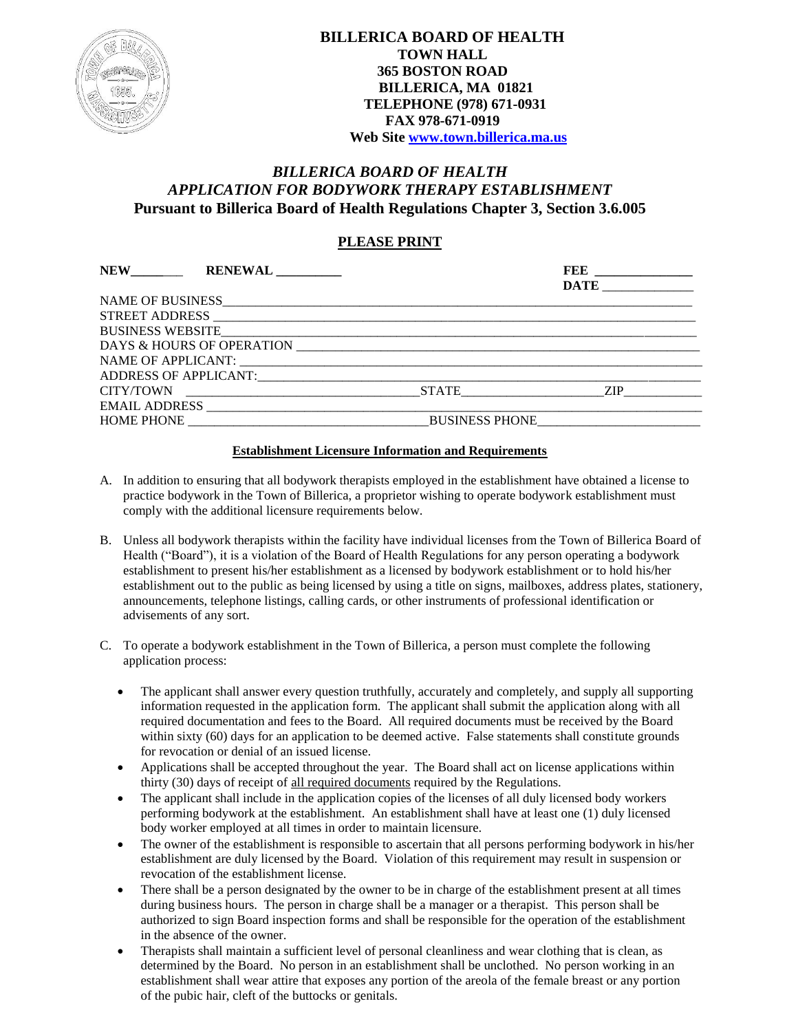**BILLERICA BOARD OF HEALTH**
**TOWN HALL**
**365 BOSTON ROAD**
**BILLERICA, MA 01821**
**TELEPHONE (978) 671-0931**
**FAX 978-671-0919**
**Web Site www.town.billerica.ma.us**

## *BILLERICA BOARD OF HEALTH*
## *APPLICATION FOR BODYWORK THERAPY ESTABLISHMENT*
## Pursuant to Billerica Board of Health Regulations Chapter 3, Section 3.6.005

**PLEASE PRINT**

**NEW**________ **RENEWAL** _________ **FEE** _______________

**DATE** ______________

NAME OF BUSINESS_______________________________________________________________

STREET ADDRESS _______________________________________________________________

BUSINESS WEBSITE_______________________________________________________________

DAYS & HOURS OF OPERATION _____________________________________________________

NAME OF APPLICANT: _____________________________________________________________

ADDRESS OF APPLICANT:__________________________________________________________

CITY/TOWN ___________________________________STATE_____________________ZIP____________

EMAIL ADDRESS _________________________________________________________________

HOME PHONE ___________________________________BUSINESS PHONE_________________________

**Establishment Licensure Information and Requirements**

A. In addition to ensuring that all bodywork therapists employed in the establishment have obtained a license to practice bodywork in the Town of Billerica, a proprietor wishing to operate bodywork establishment must comply with the additional licensure requirements below.

B. Unless all bodywork therapists within the facility have individual licenses from the Town of Billerica Board of Health ("Board"), it is a violation of the Board of Health Regulations for any person operating a bodywork establishment to present his/her establishment as a licensed by bodywork establishment or to hold his/her establishment out to the public as being licensed by using a title on signs, mailboxes, address plates, stationery, announcements, telephone listings, calling cards, or other instruments of professional identification or advisements of any sort.

C. To operate a bodywork establishment in the Town of Billerica, a person must complete the following application process:

- The applicant shall answer every question truthfully, accurately and completely, and supply all supporting information requested in the application form. The applicant shall submit the application along with all required documentation and fees to the Board. All required documents must be received by the Board within sixty (60) days for an application to be deemed active. False statements shall constitute grounds for revocation or denial of an issued license.
- Applications shall be accepted throughout the year. The Board shall act on license applications within thirty (30) days of receipt of all required documents required by the Regulations.
- The applicant shall include in the application copies of the licenses of all duly licensed body workers performing bodywork at the establishment. An establishment shall have at least one (1) duly licensed body worker employed at all times in order to maintain licensure.
- The owner of the establishment is responsible to ascertain that all persons performing bodywork in his/her establishment are duly licensed by the Board. Violation of this requirement may result in suspension or revocation of the establishment license.
- There shall be a person designated by the owner to be in charge of the establishment present at all times during business hours. The person in charge shall be a manager or a therapist. This person shall be authorized to sign Board inspection forms and shall be responsible for the operation of the establishment in the absence of the owner.
- Therapists shall maintain a sufficient level of personal cleanliness and wear clothing that is clean, as determined by the Board. No person in an establishment shall be unclothed. No person working in an establishment shall wear attire that exposes any portion of the areola of the female breast or any portion of the pubic hair, cleft of the buttocks or genitals.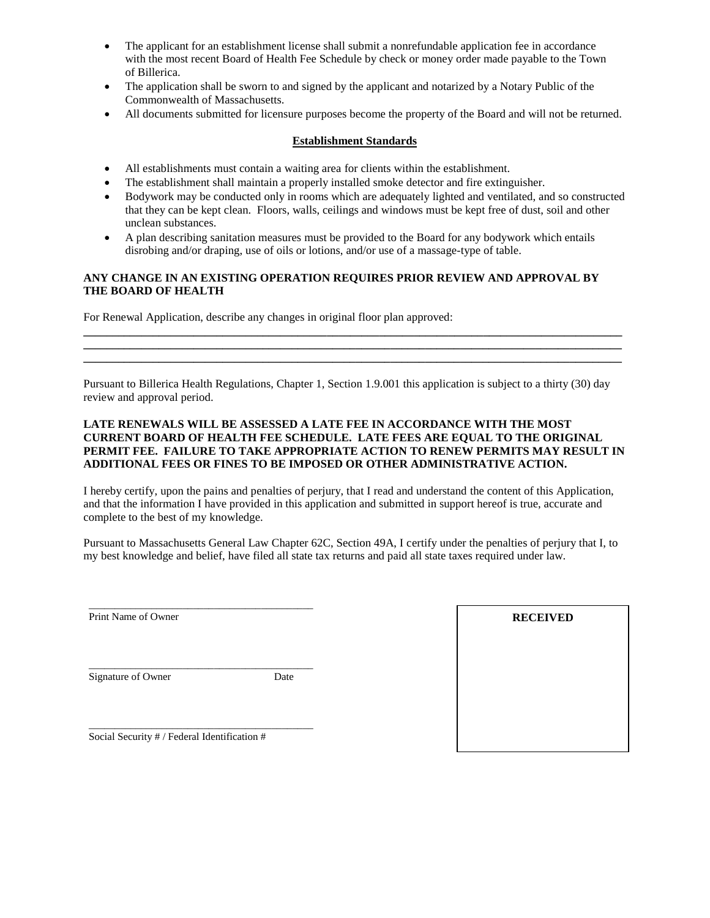- The applicant for an establishment license shall submit a nonrefundable application fee in accordance with the most recent Board of Health Fee Schedule by check or money order made payable to the Town of Billerica.
- The application shall be sworn to and signed by the applicant and notarized by a Notary Public of the Commonwealth of Massachusetts.
- All documents submitted for licensure purposes become the property of the Board and will not be returned.

## Establishment Standards

- All establishments must contain a waiting area for clients within the establishment.
- The establishment shall maintain a properly installed smoke detector and fire extinguisher.
- Bodywork may be conducted only in rooms which are adequately lighted and ventilated, and so constructed that they can be kept clean. Floors, walls, ceilings and windows must be kept free of dust, soil and other unclean substances.
- A plan describing sanitation measures must be provided to the Board for any bodywork which entails disrobing and/or draping, use of oils or lotions, and/or use of a massage-type of table.

**ANY CHANGE IN AN EXISTING OPERATION REQUIRES PRIOR REVIEW AND APPROVAL BY THE BOARD OF HEALTH**

For Renewal Application, describe any changes in original floor plan approved:

______________________________________________________________________________

______________________________________________________________________________

______________________________________________________________________________

Pursuant to Billerica Health Regulations, Chapter 1, Section 1.9.001 this application is subject to a thirty (30) day review and approval period.

**LATE RENEWALS WILL BE ASSESSED A LATE FEE IN ACCORDANCE WITH THE MOST CURRENT BOARD OF HEALTH FEE SCHEDULE. LATE FEES ARE EQUAL TO THE ORIGINAL PERMIT FEE. FAILURE TO TAKE APPROPRIATE ACTION TO RENEW PERMITS MAY RESULT IN ADDITIONAL FEES OR FINES TO BE IMPOSED OR OTHER ADMINISTRATIVE ACTION.**

I hereby certify, upon the pains and penalties of perjury, that I read and understand the content of this Application, and that the information I have provided in this application and submitted in support hereof is true, accurate and complete to the best of my knowledge.

Pursuant to Massachusetts General Law Chapter 62C, Section 49A, I certify under the penalties of perjury that I, to my best knowledge and belief, have filed all state tax returns and paid all state taxes required under law.

______________________________________
Print Name of Owner

______________________________________
Signature of Owner Date

______________________________________
Social Security # / Federal Identification #

**RECEIVED**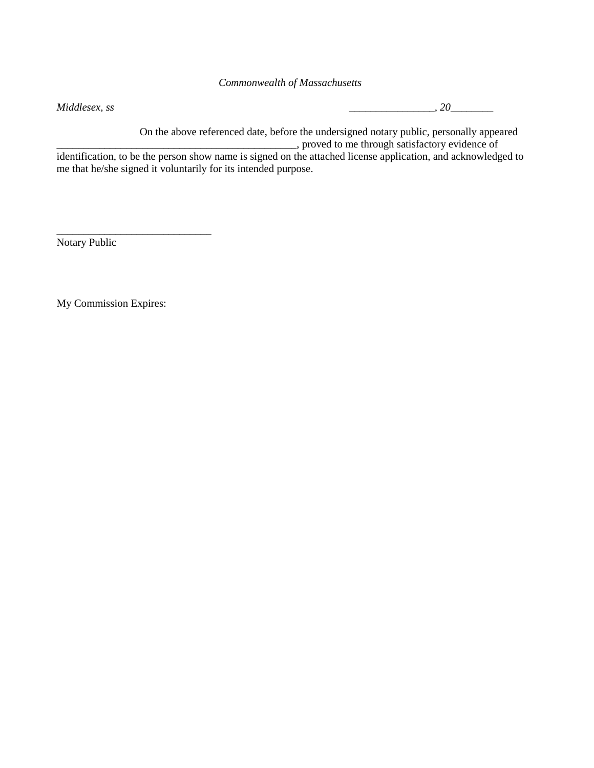*Commonwealth of Massachusetts*

*Middlesex, ss* ________________, *20*________

On the above referenced date, before the undersigned notary public, personally appeared ______________________________________________, proved to me through satisfactory evidence of identification, to be the person show name is signed on the attached license application, and acknowledged to me that he/she signed it voluntarily for its intended purpose.

_____________________________
Notary Public

My Commission Expires: